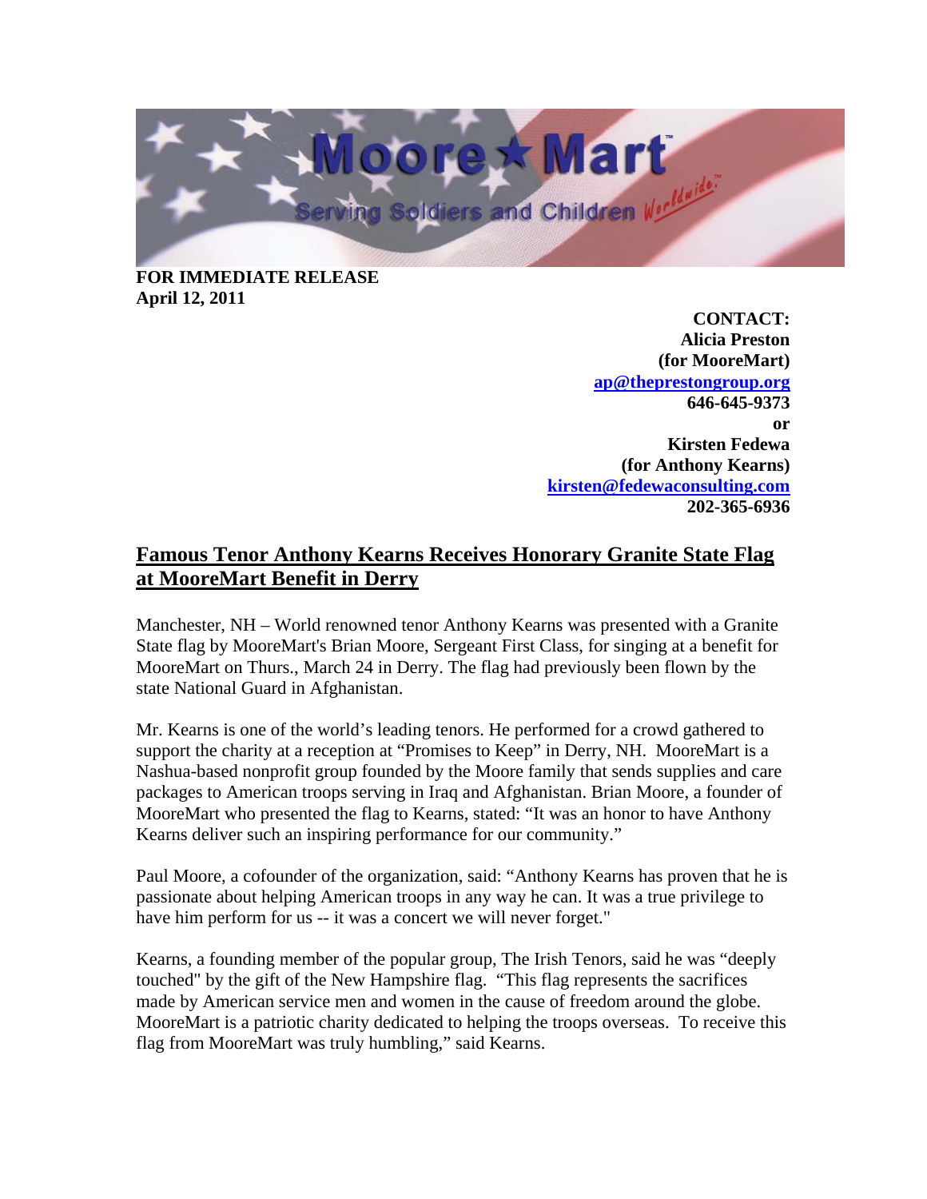**FOR IMMEDIATE RELEASE**
**April 12, 2011**

**CONTACT:**
**Alicia Preston**
**(for MooreMart)**
**ap@theprestongroup.org**
**646-645-9373**
**or**
**Kirsten Fedewa**
**(for Anthony Kearns)**
**kirsten@fedewaconsulting.com**
**202-365-6936**

## Famous Tenor Anthony Kearns Receives Honorary Granite State Flag at MooreMart Benefit in Derry

Manchester, NH – World renowned tenor Anthony Kearns was presented with a Granite State flag by MooreMart's Brian Moore, Sergeant First Class, for singing at a benefit for MooreMart on Thurs., March 24 in Derry. The flag had previously been flown by the state National Guard in Afghanistan.

Mr. Kearns is one of the world's leading tenors. He performed for a crowd gathered to support the charity at a reception at "Promises to Keep" in Derry, NH. MooreMart is a Nashua-based nonprofit group founded by the Moore family that sends supplies and care packages to American troops serving in Iraq and Afghanistan. Brian Moore, a founder of MooreMart who presented the flag to Kearns, stated: "It was an honor to have Anthony Kearns deliver such an inspiring performance for our community."

Paul Moore, a cofounder of the organization, said: "Anthony Kearns has proven that he is passionate about helping American troops in any way he can. It was a true privilege to have him perform for us -- it was a concert we will never forget."

Kearns, a founding member of the popular group, The Irish Tenors, said he was "deeply touched" by the gift of the New Hampshire flag. "This flag represents the sacrifices made by American service men and women in the cause of freedom around the globe. MooreMart is a patriotic charity dedicated to helping the troops overseas. To receive this flag from MooreMart was truly humbling," said Kearns.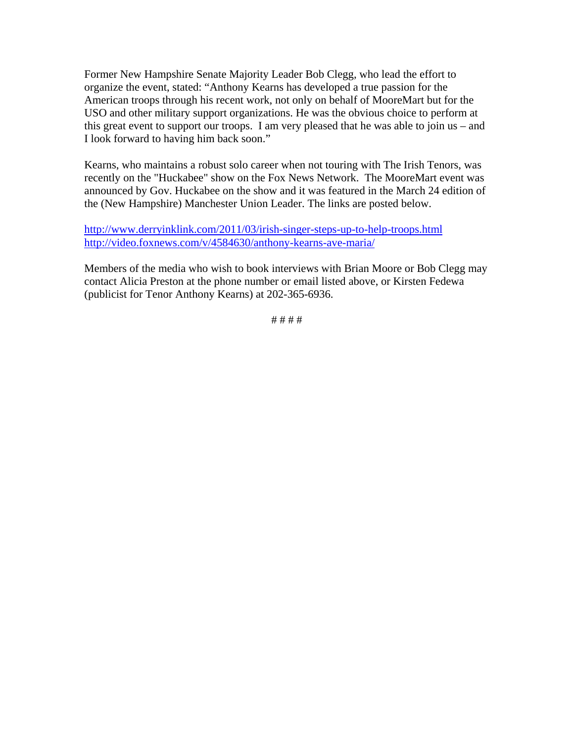Former New Hampshire Senate Majority Leader Bob Clegg, who lead the effort to organize the event, stated: "Anthony Kearns has developed a true passion for the American troops through his recent work, not only on behalf of MooreMart but for the USO and other military support organizations. He was the obvious choice to perform at this great event to support our troops. I am very pleased that he was able to join us – and I look forward to having him back soon."

Kearns, who maintains a robust solo career when not touring with The Irish Tenors, was recently on the "Huckabee" show on the Fox News Network. The MooreMart event was announced by Gov. Huckabee on the show and it was featured in the March 24 edition of the (New Hampshire) Manchester Union Leader. The links are posted below.

http://www.derryinklink.com/2011/03/irish-singer-steps-up-to-help-troops.html
http://video.foxnews.com/v/4584630/anthony-kearns-ave-maria/

Members of the media who wish to book interviews with Brian Moore or Bob Clegg may contact Alicia Preston at the phone number or email listed above, or Kirsten Fedewa (publicist for Tenor Anthony Kearns) at 202-365-6936.

# # # #